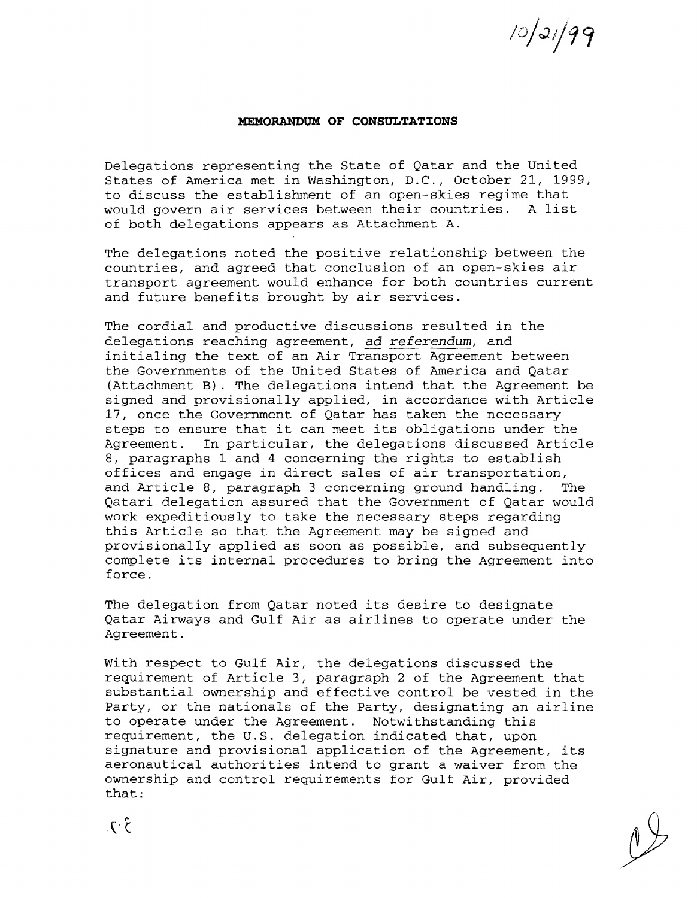10/21/99

**MEMORANDUM OF CONSULTATIONS**

Delegations representing the State of Qatar and the United States of America met in Washington, D.C., October 21, 1999, to discuss the establishment of an open-skies regime that would govern air services between their countries. A list of both delegations appears as Attachment A.

The delegations noted the positive relationship between the countries, and agreed that conclusion of an open-skies air transport agreement would enhance for both countries current and future benefits brought by air services.

The cordial and productive discussions resulted in the delegations reaching agreement, *ad referendum*, and initialing the text of an Air Transport Agreement between the Governments of the United States of America and Qatar (Attachment B). The delegations intend that the Agreement be signed and provisionally applied, in accordance with Article 17, once the Government of Qatar has taken the necessary steps to ensure that it can meet its obligations under the Agreement. In particular, the delegations discussed Article 8, paragraphs 1 and 4 concerning the rights to establish offices and engage in direct sales of air transportation, and Article 8, paragraph 3 concerning ground handling. The Qatari delegation assured that the Government of Qatar would work expeditiously to take the necessary steps regarding this Article so that the Agreement may be signed and provisionally applied as soon as possible, and subsequently complete its internal procedures to bring the Agreement into force.

The delegation from Qatar noted its desire to designate Qatar Airways and Gulf Air as airlines to operate under the Agreement.

With respect to Gulf Air, the delegations discussed the requirement of Article 3, paragraph 2 of the Agreement that substantial ownership and effective control be vested in the Party, or the nationals of the Party, designating an airline to operate under the Agreement. Notwithstanding this requirement, the U.S. delegation indicated that, upon signature and provisional application of the Agreement, its aeronautical authorities intend to grant a waiver from the ownership and control requirements for Gulf Air, provided that: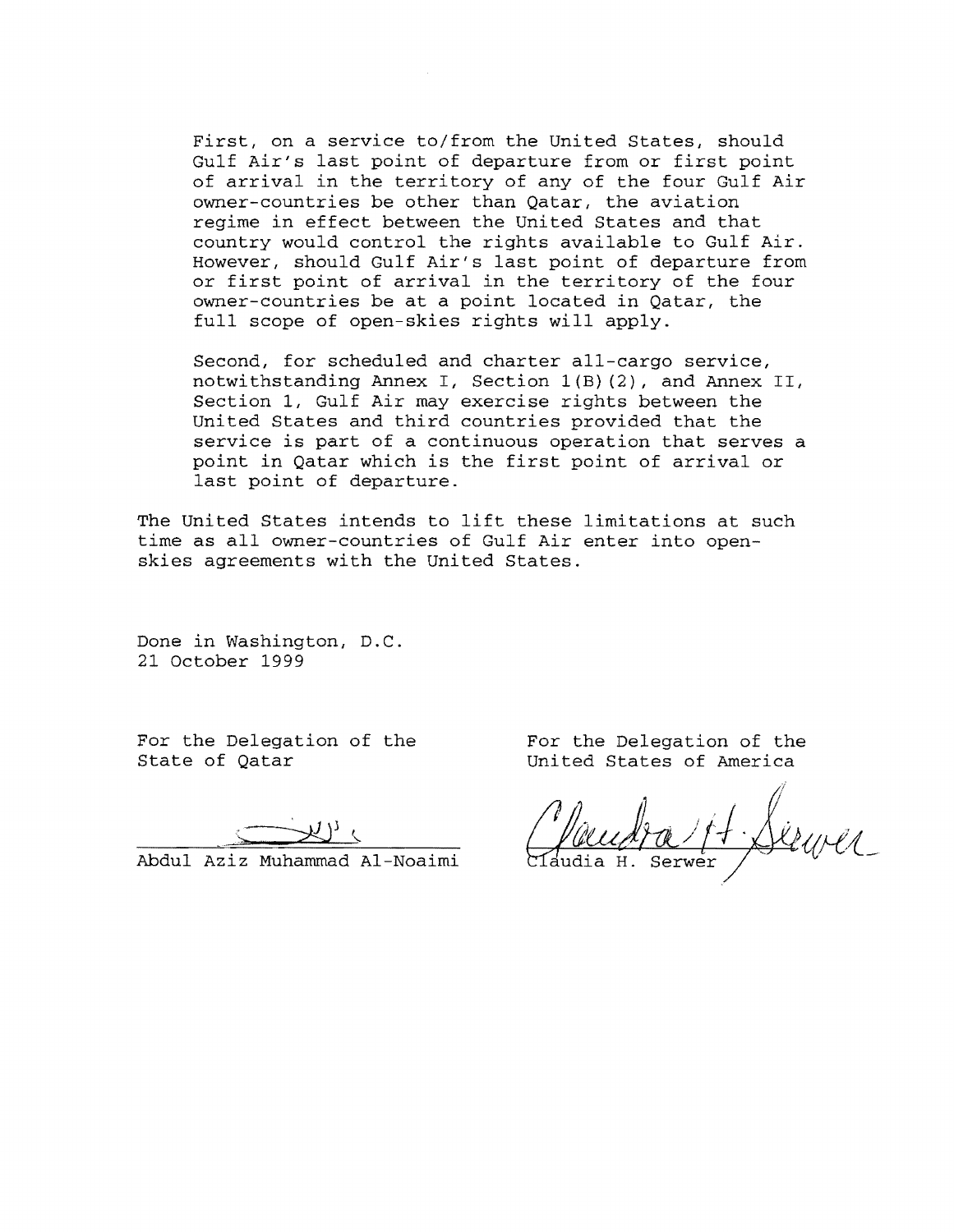First, on a service to/from the United States, should Gulf Air's last point of departure from or first point of arrival in the territory of any of the four Gulf Air owner-countries be other than Qatar, the aviation regime in effect between the United States and that country would control the rights available to Gulf Air. However, should Gulf Air's last point of departure from or first point of arrival in the territory of the four owner-countries be at a point located in Qatar, the full scope of open-skies rights will apply.

Second, for scheduled and charter all-cargo service, notwithstanding Annex I, Section 1(B)(2), and Annex II, Section 1, Gulf Air may exercise rights between the United States and third countries provided that the service is part of a continuous operation that serves a point in Qatar which is the first point of arrival or last point of departure.

The United States intends to lift these limitations at such time as all owner-countries of Gulf Air enter into open-skies agreements with the United States.

Done in Washington, D.C.
21 October 1999

For the Delegation of the State of Qatar

Abdul Aziz Muhammad Al-Noaimi

For the Delegation of the United States of America

Claudia H. Serwer